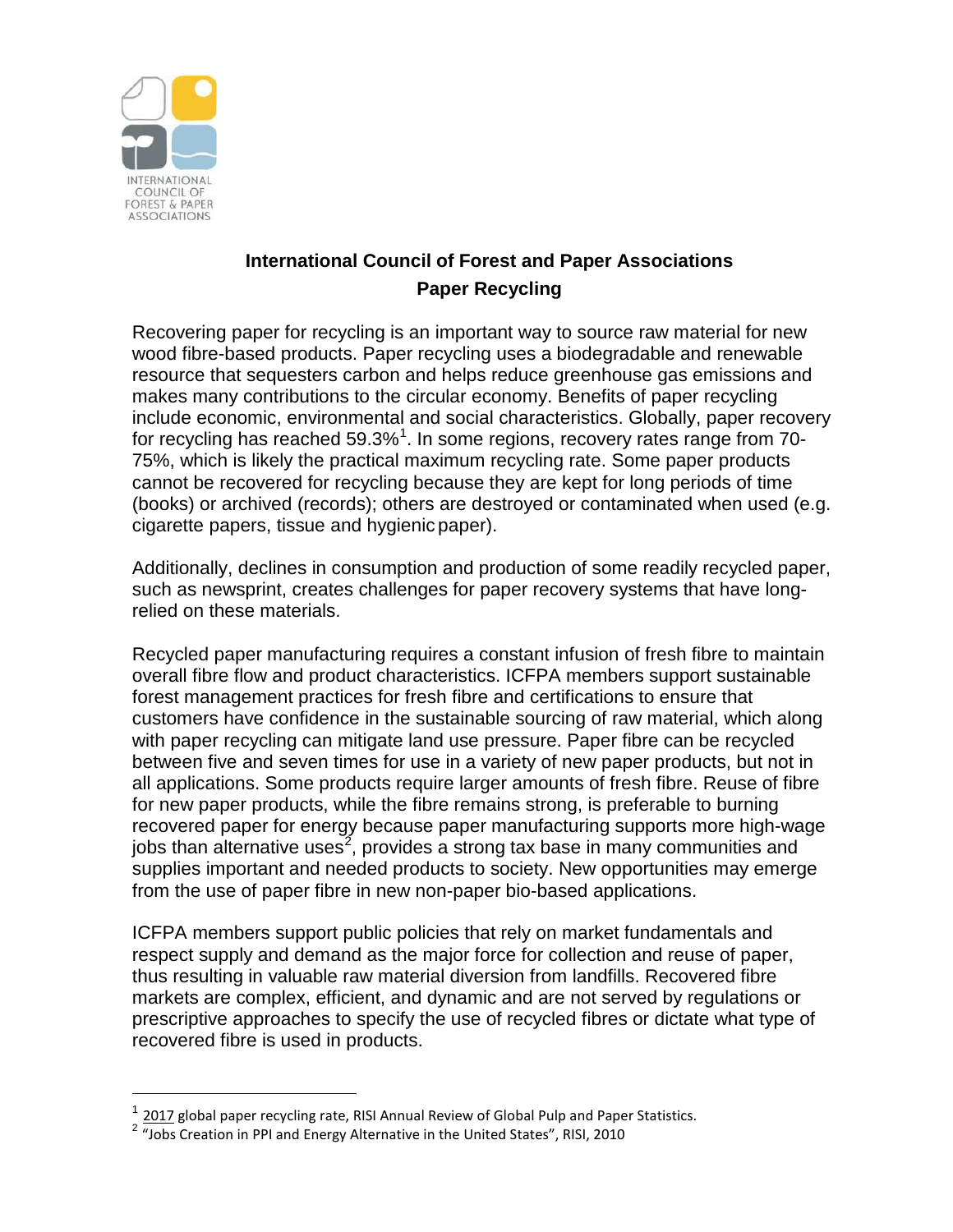INTERNATIONAL COUNCIL OF FOREST & PAPER ASSOCIATIONS

# International Council of Forest and Paper Associations

## Paper Recycling

Recovering paper for recycling is an important way to source raw material for new wood fibre-based products. Paper recycling uses a biodegradable and renewable resource that sequesters carbon and helps reduce greenhouse gas emissions and makes many contributions to the circular economy. Benefits of paper recycling include economic, environmental and social characteristics. Globally, paper recovery for recycling has reached 59.3%[1]. In some regions, recovery rates range from 70-75%, which is likely the practical maximum recycling rate. Some paper products cannot be recovered for recycling because they are kept for long periods of time (books) or archived (records); others are destroyed or contaminated when used (e.g. cigarette papers, tissue and hygienic paper).

Additionally, declines in consumption and production of some readily recycled paper, such as newsprint, creates challenges for paper recovery systems that have long-relied on these materials.

Recycled paper manufacturing requires a constant infusion of fresh fibre to maintain overall fibre flow and product characteristics. ICFPA members support sustainable forest management practices for fresh fibre and certifications to ensure that customers have confidence in the sustainable sourcing of raw material, which along with paper recycling can mitigate land use pressure. Paper fibre can be recycled between five and seven times for use in a variety of new paper products, but not in all applications. Some products require larger amounts of fresh fibre. Reuse of fibre for new paper products, while the fibre remains strong, is preferable to burning recovered paper for energy because paper manufacturing supports more high-wage jobs than alternative uses[2], provides a strong tax base in many communities and supplies important and needed products to society. New opportunities may emerge from the use of paper fibre in new non-paper bio-based applications.

ICFPA members support public policies that rely on market fundamentals and respect supply and demand as the major force for collection and reuse of paper, thus resulting in valuable raw material diversion from landfills. Recovered fibre markets are complex, efficient, and dynamic and are not served by regulations or prescriptive approaches to specify the use of recycled fibres or dictate what type of recovered fibre is used in products.

---

[1] 2017 global paper recycling rate, RISI Annual Review of Global Pulp and Paper Statistics.

[2] "Jobs Creation in PPI and Energy Alternative in the United States", RISI, 2010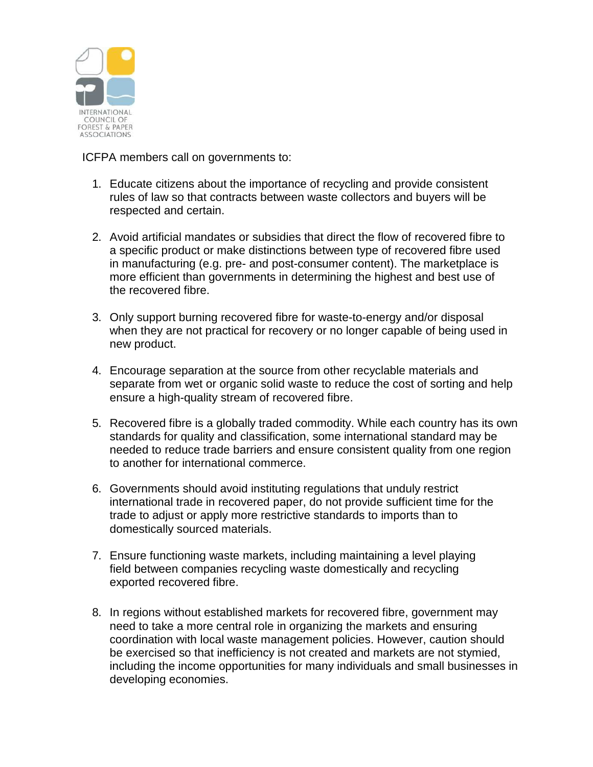INTERNATIONAL COUNCIL OF FOREST & PAPER ASSOCIATIONS

ICFPA members call on governments to:

1. Educate citizens about the importance of recycling and provide consistent rules of law so that contracts between waste collectors and buyers will be respected and certain.

2. Avoid artificial mandates or subsidies that direct the flow of recovered fibre to a specific product or make distinctions between type of recovered fibre used in manufacturing (e.g. pre- and post-consumer content). The marketplace is more efficient than governments in determining the highest and best use of the recovered fibre.

3. Only support burning recovered fibre for waste-to-energy and/or disposal when they are not practical for recovery or no longer capable of being used in new product.

4. Encourage separation at the source from other recyclable materials and separate from wet or organic solid waste to reduce the cost of sorting and help ensure a high-quality stream of recovered fibre.

5. Recovered fibre is a globally traded commodity. While each country has its own standards for quality and classification, some international standard may be needed to reduce trade barriers and ensure consistent quality from one region to another for international commerce.

6. Governments should avoid instituting regulations that unduly restrict international trade in recovered paper, do not provide sufficient time for the trade to adjust or apply more restrictive standards to imports than to domestically sourced materials.

7. Ensure functioning waste markets, including maintaining a level playing field between companies recycling waste domestically and recycling exported recovered fibre.

8. In regions without established markets for recovered fibre, government may need to take a more central role in organizing the markets and ensuring coordination with local waste management policies. However, caution should be exercised so that inefficiency is not created and markets are not stymied, including the income opportunities for many individuals and small businesses in developing economies.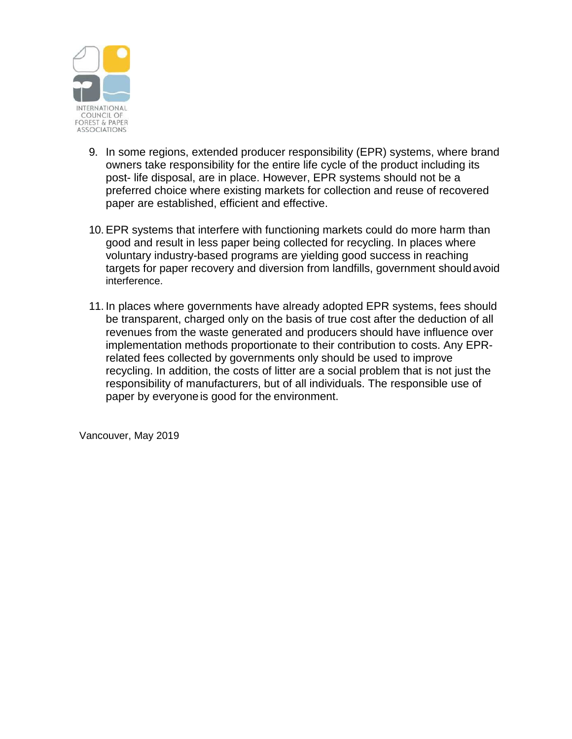9. In some regions, extended producer responsibility (EPR) systems, where brand owners take responsibility for the entire life cycle of the product including its post- life disposal, are in place. However, EPR systems should not be a preferred choice where existing markets for collection and reuse of recovered paper are established, efficient and effective.

10. EPR systems that interfere with functioning markets could do more harm than good and result in less paper being collected for recycling. In places where voluntary industry-based programs are yielding good success in reaching targets for paper recovery and diversion from landfills, government should avoid interference.

11. In places where governments have already adopted EPR systems, fees should be transparent, charged only on the basis of true cost after the deduction of all revenues from the waste generated and producers should have influence over implementation methods proportionate to their contribution to costs. Any EPR-related fees collected by governments only should be used to improve recycling. In addition, the costs of litter are a social problem that is not just the responsibility of manufacturers, but of all individuals. The responsible use of paper by everyone is good for the environment.

Vancouver, May 2019